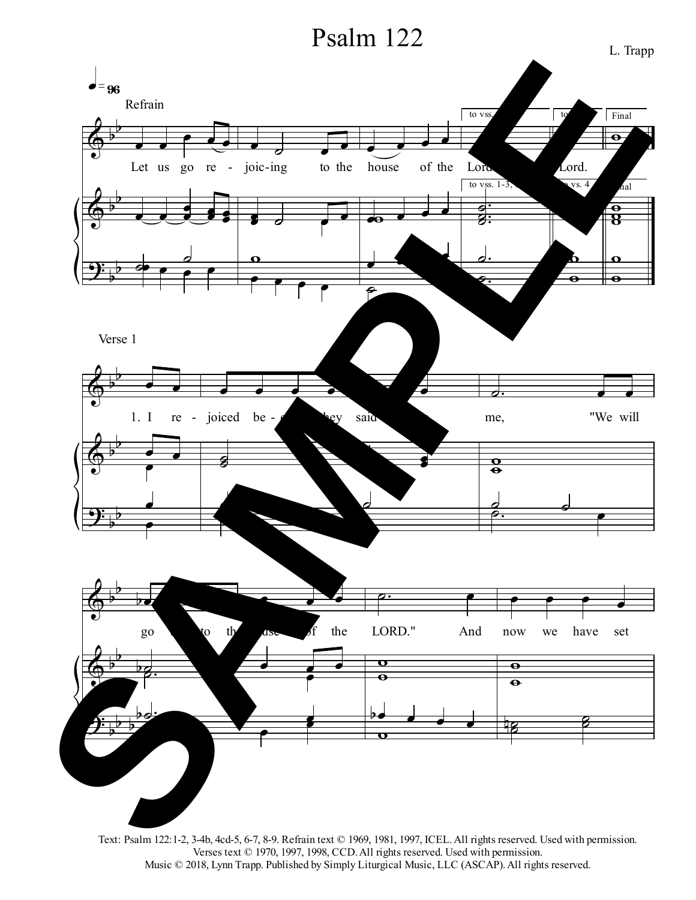# Psalm 122

L. Trapp

♩ = 96

Refrain

Let us go re - joic-ing to the house of the Lord. ... Lord.

Verse 1

1. I re - joiced be - ... they said ... me, "We will go ... to the house of the LORD." And now we have set

Text: Psalm 122:1-2, 3-4b, 4cd-5, 6-7, 8-9. Refrain text © 1969, 1981, 1997, ICEL. All rights reserved. Used with permission.
Verses text © 1970, 1997, 1998, CCD. All rights reserved. Used with permission.
Music © 2018, Lynn Trapp. Published by Simply Liturgical Music, LLC (ASCAP). All rights reserved.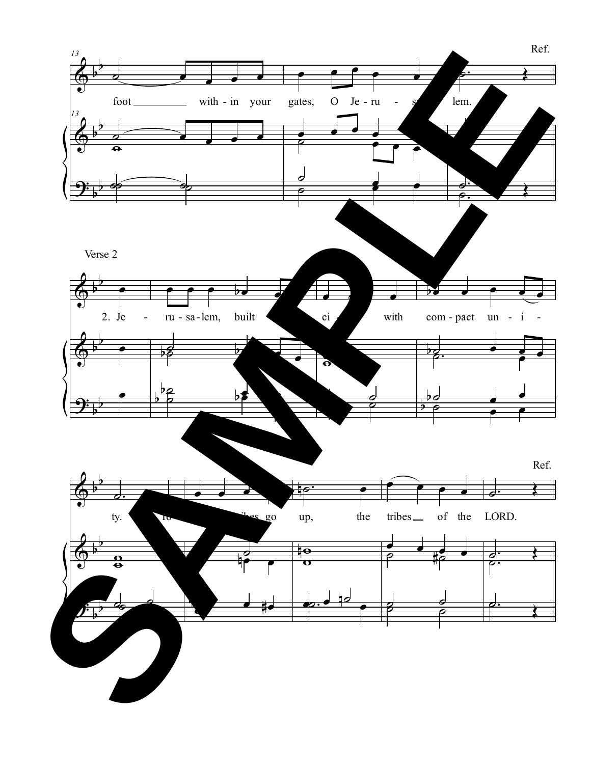Ref.

foot within your gates, O Je-ru-sa-lem.

Verse 2

2. Je-ru-sa-lem, built as a ci-ty with com-pact un-i-ty.

Ref.

To it the tribes go up, the tribes of the LORD.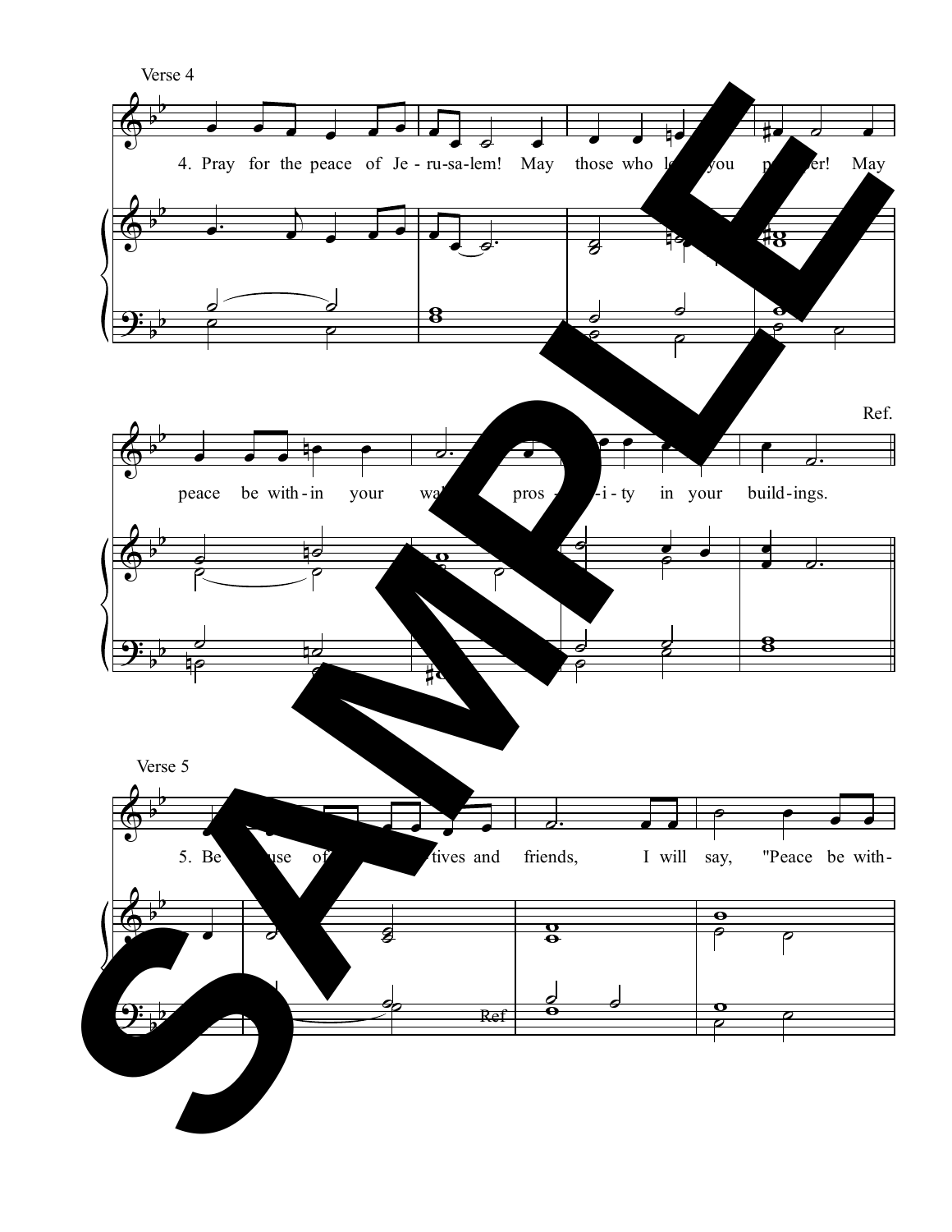Verse 4

4. Pray for the peace of Je - ru-sa-lem! May those who lo- you p- er! May

peace be with - in your wa- pros - -i - ty in your build - ings.

Ref.

Verse 5

5. Be -use of tives and friends, I will say, "Peace be with-

Ref